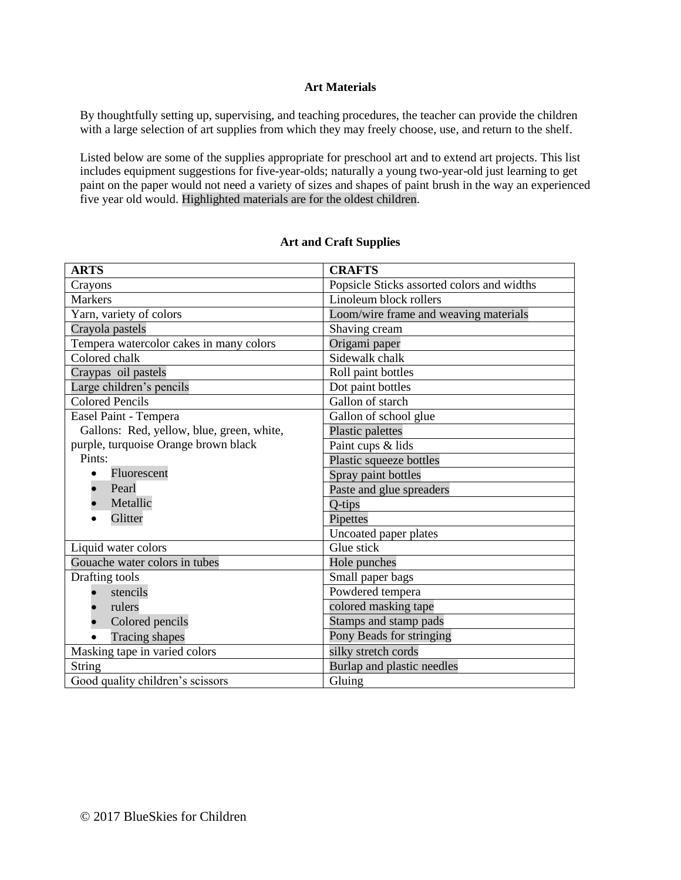### Art Materials

By thoughtfully setting up, supervising, and teaching procedures, the teacher can provide the children with a large selection of art supplies from which they may freely choose, use, and return to the shelf.

Listed below are some of the supplies appropriate for preschool art and to extend art projects. This list includes equipment suggestions for five-year-olds; naturally a young two-year-old just learning to get paint on the paper would not need a variety of sizes and shapes of paint brush in the way an experienced five year old would. Highlighted materials are for the oldest children.

### Art and Craft Supplies

| ARTS | CRAFTS |
|---|---|
| Crayons | Popsicle Sticks assorted colors and widths |
| Markers | Linoleum block rollers |
| Yarn, variety of colors | Loom/wire frame and weaving materials |
| Crayola pastels | Shaving cream |
| Tempera watercolor cakes in many colors | Origami paper |
| Colored chalk | Sidewalk chalk |
| Craypas oil pastels | Roll paint bottles |
| Large children's pencils | Dot paint bottles |
| Colored Pencils | Gallon of starch |
| Easel Paint - Tempera<br>Gallons: Red, yellow, blue, green, white, purple, turquoise Orange brown black<br>Pints:<br>• Fluorescent<br>• Pearl<br>• Metallic<br>• Glitter | Gallon of school glue<br>Plastic palettes<br>Paint cups & lids<br>Plastic squeeze bottles<br>Spray paint bottles<br>Paste and glue spreaders<br>Q-tips<br>Pipettes<br>Uncoated paper plates |
| Liquid water colors | Glue stick |
| Gouache water colors in tubes | Hole punches |
| Drafting tools<br>• stencils<br>• rulers<br>• Colored pencils<br>• Tracing shapes | Small paper bags<br>Powdered tempera<br>colored masking tape<br>Stamps and stamp pads<br>Pony Beads for stringing |
| Masking tape in varied colors | silky stretch cords |
| String | Burlap and plastic needles |
| Good quality children's scissors | Gluing |

© 2017 BlueSkies for Children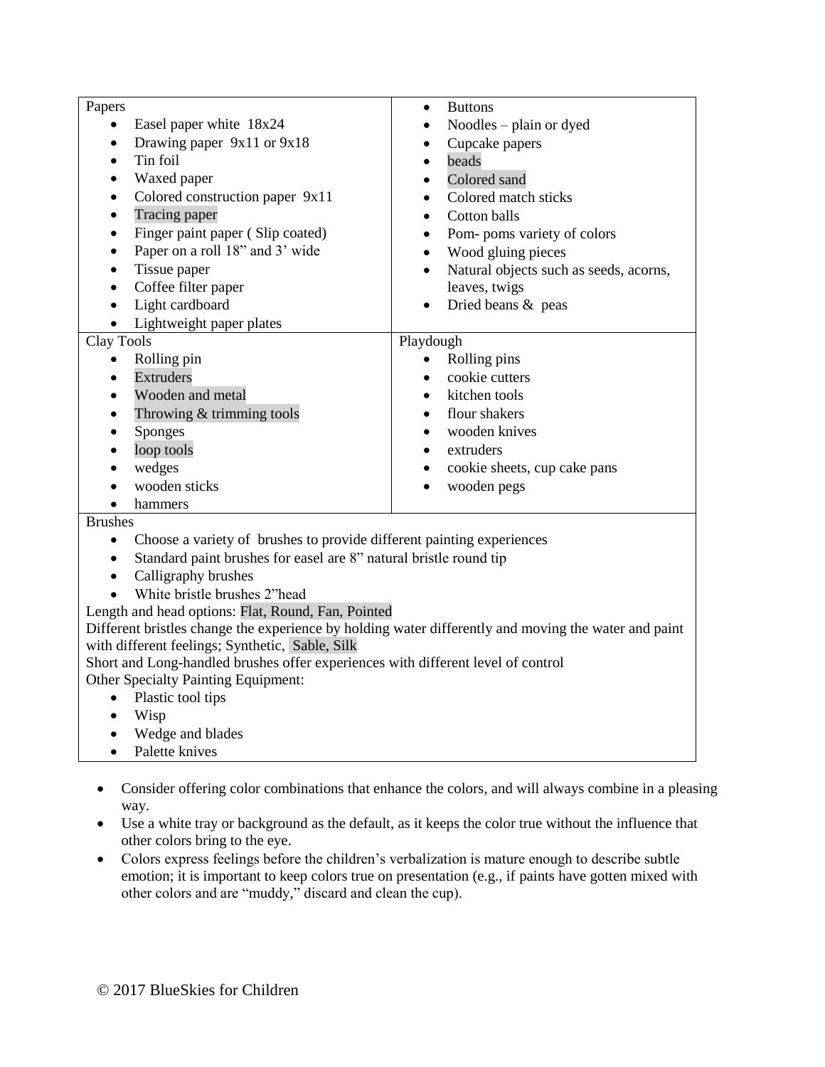| | |
|---|---|
| Papers<br>• Easel paper white 18x24<br>• Drawing paper 9x11 or 9x18<br>• Tin foil<br>• Waxed paper<br>• Colored construction paper 9x11<br>• Tracing paper<br>• Finger paint paper ( Slip coated)<br>• Paper on a roll 18" and 3' wide<br>• Tissue paper<br>• Coffee filter paper<br>• Light cardboard<br>• Lightweight paper plates | • Buttons<br>• Noodles – plain or dyed<br>• Cupcake papers<br>• beads<br>• Colored sand<br>• Colored match sticks<br>• Cotton balls<br>• Pom- poms variety of colors<br>• Wood gluing pieces<br>• Natural objects such as seeds, acorns, leaves, twigs<br>• Dried beans & peas |
| Clay Tools<br>• Rolling pin<br>• Extruders<br>• Wooden and metal<br>• Throwing & trimming tools<br>• Sponges<br>• loop tools<br>• wedges<br>• wooden sticks<br>• hammers | Playdough<br>• Rolling pins<br>• cookie cutters<br>• kitchen tools<br>• flour shakers<br>• wooden knives<br>• extruders<br>• cookie sheets, cup cake pans<br>• wooden pegs |
| Brushes<br>• Choose a variety of brushes to provide different painting experiences<br>• Standard paint brushes for easel are 8" natural bristle round tip<br>• Calligraphy brushes<br>• White bristle brushes 2"head<br>Length and head options: Flat, Round, Fan, Pointed<br>Different bristles change the experience by holding water differently and moving the water and paint with different feelings; Synthetic, Sable, Silk<br>Short and Long-handled brushes offer experiences with different level of control<br>Other Specialty Painting Equipment:<br>• Plastic tool tips<br>• Wisp<br>• Wedge and blades<br>• Palette knives | |

- Consider offering color combinations that enhance the colors, and will always combine in a pleasing way.
- Use a white tray or background as the default, as it keeps the color true without the influence that other colors bring to the eye.
- Colors express feelings before the children's verbalization is mature enough to describe subtle emotion; it is important to keep colors true on presentation (e.g., if paints have gotten mixed with other colors and are "muddy," discard and clean the cup).

© 2017 BlueSkies for Children